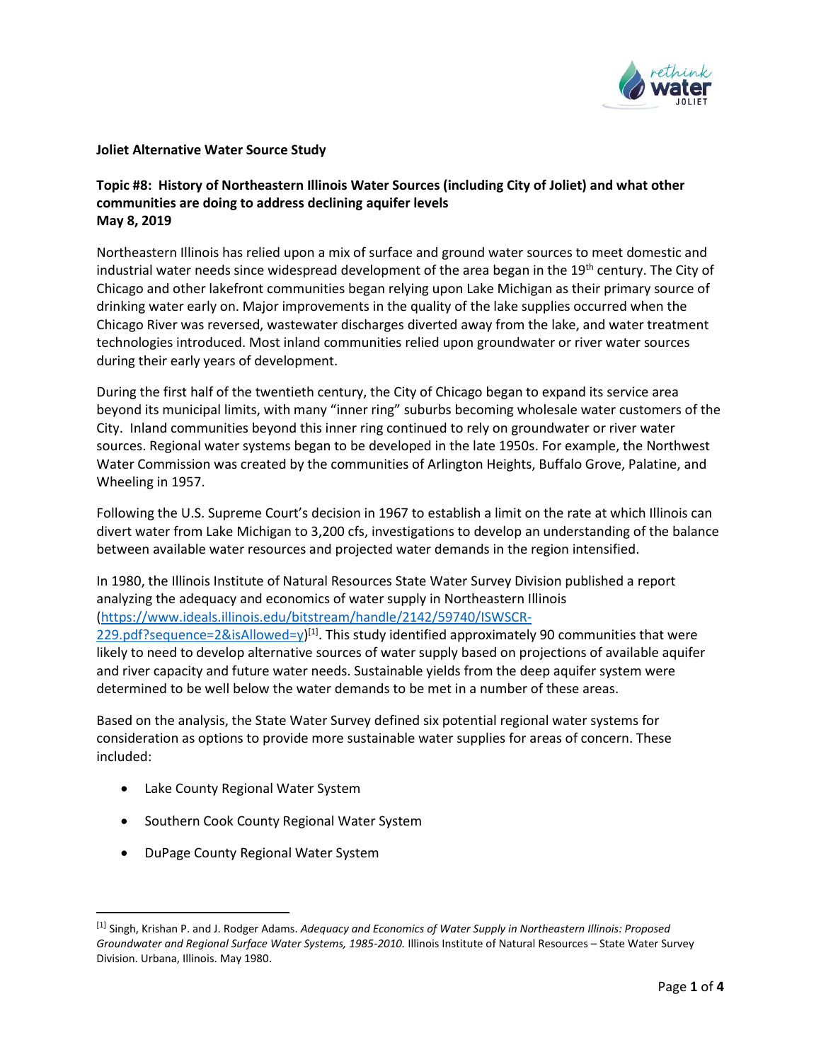**Joliet Alternative Water Source Study**

**Topic #8: History of Northeastern Illinois Water Sources (including City of Joliet) and what other communities are doing to address declining aquifer levels**
**May 8, 2019**

Northeastern Illinois has relied upon a mix of surface and ground water sources to meet domestic and industrial water needs since widespread development of the area began in the 19th century. The City of Chicago and other lakefront communities began relying upon Lake Michigan as their primary source of drinking water early on. Major improvements in the quality of the lake supplies occurred when the Chicago River was reversed, wastewater discharges diverted away from the lake, and water treatment technologies introduced. Most inland communities relied upon groundwater or river water sources during their early years of development.

During the first half of the twentieth century, the City of Chicago began to expand its service area beyond its municipal limits, with many "inner ring" suburbs becoming wholesale water customers of the City. Inland communities beyond this inner ring continued to rely on groundwater or river water sources. Regional water systems began to be developed in the late 1950s. For example, the Northwest Water Commission was created by the communities of Arlington Heights, Buffalo Grove, Palatine, and Wheeling in 1957.

Following the U.S. Supreme Court's decision in 1967 to establish a limit on the rate at which Illinois can divert water from Lake Michigan to 3,200 cfs, investigations to develop an understanding of the balance between available water resources and projected water demands in the region intensified.

In 1980, the Illinois Institute of Natural Resources State Water Survey Division published a report analyzing the adequacy and economics of water supply in Northeastern Illinois (https://www.ideals.illinois.edu/bitstream/handle/2142/59740/ISWSCR-229.pdf?sequence=2&isAllowed=y)[1]. This study identified approximately 90 communities that were likely to need to develop alternative sources of water supply based on projections of available aquifer and river capacity and future water needs. Sustainable yields from the deep aquifer system were determined to be well below the water demands to be met in a number of these areas.

Based on the analysis, the State Water Survey defined six potential regional water systems for consideration as options to provide more sustainable water supplies for areas of concern. These included:

- Lake County Regional Water System
- Southern Cook County Regional Water System
- DuPage County Regional Water System

[1] Singh, Krishan P. and J. Rodger Adams. *Adequacy and Economics of Water Supply in Northeastern Illinois: Proposed Groundwater and Regional Surface Water Systems, 1985-2010.* Illinois Institute of Natural Resources – State Water Survey Division. Urbana, Illinois. May 1980.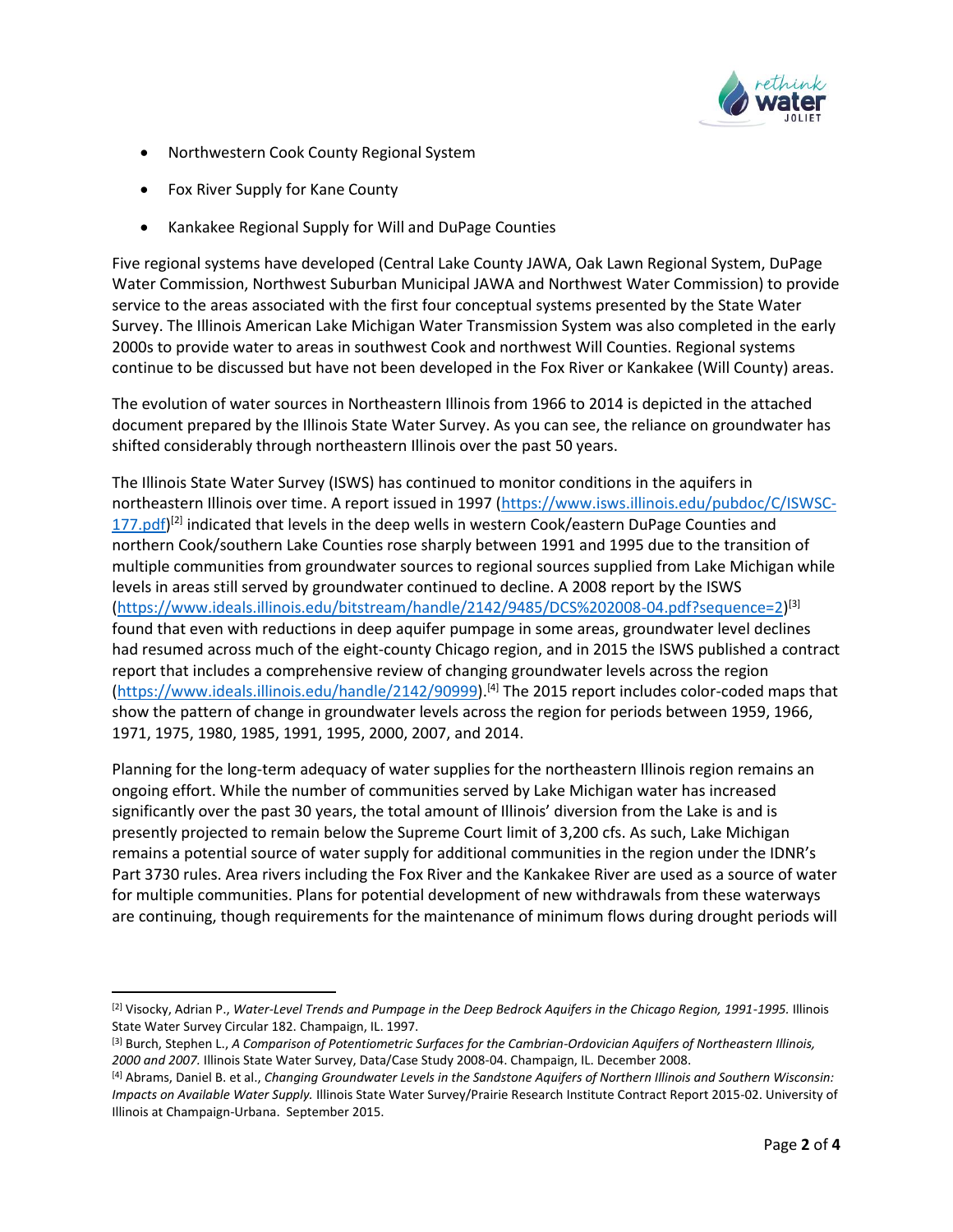- Northwestern Cook County Regional System
- Fox River Supply for Kane County
- Kankakee Regional Supply for Will and DuPage Counties

Five regional systems have developed (Central Lake County JAWA, Oak Lawn Regional System, DuPage Water Commission, Northwest Suburban Municipal JAWA and Northwest Water Commission) to provide service to the areas associated with the first four conceptual systems presented by the State Water Survey. The Illinois American Lake Michigan Water Transmission System was also completed in the early 2000s to provide water to areas in southwest Cook and northwest Will Counties. Regional systems continue to be discussed but have not been developed in the Fox River or Kankakee (Will County) areas.

The evolution of water sources in Northeastern Illinois from 1966 to 2014 is depicted in the attached document prepared by the Illinois State Water Survey. As you can see, the reliance on groundwater has shifted considerably through northeastern Illinois over the past 50 years.

The Illinois State Water Survey (ISWS) has continued to monitor conditions in the aquifers in northeastern Illinois over time. A report issued in 1997 (https://www.isws.illinois.edu/pubdoc/C/ISWSC-177.pdf)[2] indicated that levels in the deep wells in western Cook/eastern DuPage Counties and northern Cook/southern Lake Counties rose sharply between 1991 and 1995 due to the transition of multiple communities from groundwater sources to regional sources supplied from Lake Michigan while levels in areas still served by groundwater continued to decline. A 2008 report by the ISWS (https://www.ideals.illinois.edu/bitstream/handle/2142/9485/DCS%202008-04.pdf?sequence=2)[3] found that even with reductions in deep aquifer pumpage in some areas, groundwater level declines had resumed across much of the eight-county Chicago region, and in 2015 the ISWS published a contract report that includes a comprehensive review of changing groundwater levels across the region (https://www.ideals.illinois.edu/handle/2142/90999).[4] The 2015 report includes color-coded maps that show the pattern of change in groundwater levels across the region for periods between 1959, 1966, 1971, 1975, 1980, 1985, 1991, 1995, 2000, 2007, and 2014.

Planning for the long-term adequacy of water supplies for the northeastern Illinois region remains an ongoing effort. While the number of communities served by Lake Michigan water has increased significantly over the past 30 years, the total amount of Illinois' diversion from the Lake is and is presently projected to remain below the Supreme Court limit of 3,200 cfs. As such, Lake Michigan remains a potential source of water supply for additional communities in the region under the IDNR's Part 3730 rules. Area rivers including the Fox River and the Kankakee River are used as a source of water for multiple communities. Plans for potential development of new withdrawals from these waterways are continuing, though requirements for the maintenance of minimum flows during drought periods will

---

[2] Visocky, Adrian P., *Water-Level Trends and Pumpage in the Deep Bedrock Aquifers in the Chicago Region, 1991-1995.* Illinois State Water Survey Circular 182. Champaign, IL. 1997.

[3] Burch, Stephen L., *A Comparison of Potentiometric Surfaces for the Cambrian-Ordovician Aquifers of Northeastern Illinois, 2000 and 2007.* Illinois State Water Survey, Data/Case Study 2008-04. Champaign, IL. December 2008.

[4] Abrams, Daniel B. et al., *Changing Groundwater Levels in the Sandstone Aquifers of Northern Illinois and Southern Wisconsin: Impacts on Available Water Supply.* Illinois State Water Survey/Prairie Research Institute Contract Report 2015-02. University of Illinois at Champaign-Urbana. September 2015.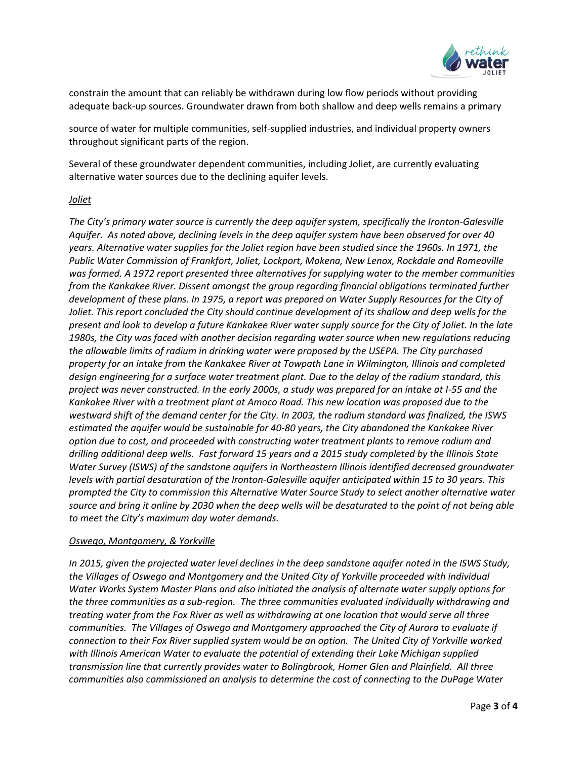constrain the amount that can reliably be withdrawn during low flow periods without providing adequate back-up sources. Groundwater drawn from both shallow and deep wells remains a primary

source of water for multiple communities, self-supplied industries, and individual property owners throughout significant parts of the region.

Several of these groundwater dependent communities, including Joliet, are currently evaluating alternative water sources due to the declining aquifer levels.

*Joliet*

*The City's primary water source is currently the deep aquifer system, specifically the Ironton-Galesville Aquifer. As noted above, declining levels in the deep aquifer system have been observed for over 40 years. Alternative water supplies for the Joliet region have been studied since the 1960s. In 1971, the Public Water Commission of Frankfort, Joliet, Lockport, Mokena, New Lenox, Rockdale and Romeoville was formed. A 1972 report presented three alternatives for supplying water to the member communities from the Kankakee River. Dissent amongst the group regarding financial obligations terminated further development of these plans. In 1975, a report was prepared on Water Supply Resources for the City of Joliet. This report concluded the City should continue development of its shallow and deep wells for the present and look to develop a future Kankakee River water supply source for the City of Joliet. In the late 1980s, the City was faced with another decision regarding water source when new regulations reducing the allowable limits of radium in drinking water were proposed by the USEPA. The City purchased property for an intake from the Kankakee River at Towpath Lane in Wilmington, Illinois and completed design engineering for a surface water treatment plant. Due to the delay of the radium standard, this project was never constructed. In the early 2000s, a study was prepared for an intake at I-55 and the Kankakee River with a treatment plant at Amoco Road. This new location was proposed due to the westward shift of the demand center for the City. In 2003, the radium standard was finalized, the ISWS estimated the aquifer would be sustainable for 40-80 years, the City abandoned the Kankakee River option due to cost, and proceeded with constructing water treatment plants to remove radium and drilling additional deep wells. Fast forward 15 years and a 2015 study completed by the Illinois State Water Survey (ISWS) of the sandstone aquifers in Northeastern Illinois identified decreased groundwater levels with partial desaturation of the Ironton-Galesville aquifer anticipated within 15 to 30 years. This prompted the City to commission this Alternative Water Source Study to select another alternative water source and bring it online by 2030 when the deep wells will be desaturated to the point of not being able to meet the City's maximum day water demands.*

*Oswego, Montgomery, & Yorkville*

*In 2015, given the projected water level declines in the deep sandstone aquifer noted in the ISWS Study, the Villages of Oswego and Montgomery and the United City of Yorkville proceeded with individual Water Works System Master Plans and also initiated the analysis of alternate water supply options for the three communities as a sub-region. The three communities evaluated individually withdrawing and treating water from the Fox River as well as withdrawing at one location that would serve all three communities. The Villages of Oswego and Montgomery approached the City of Aurora to evaluate if connection to their Fox River supplied system would be an option. The United City of Yorkville worked with Illinois American Water to evaluate the potential of extending their Lake Michigan supplied transmission line that currently provides water to Bolingbrook, Homer Glen and Plainfield. All three communities also commissioned an analysis to determine the cost of connecting to the DuPage Water*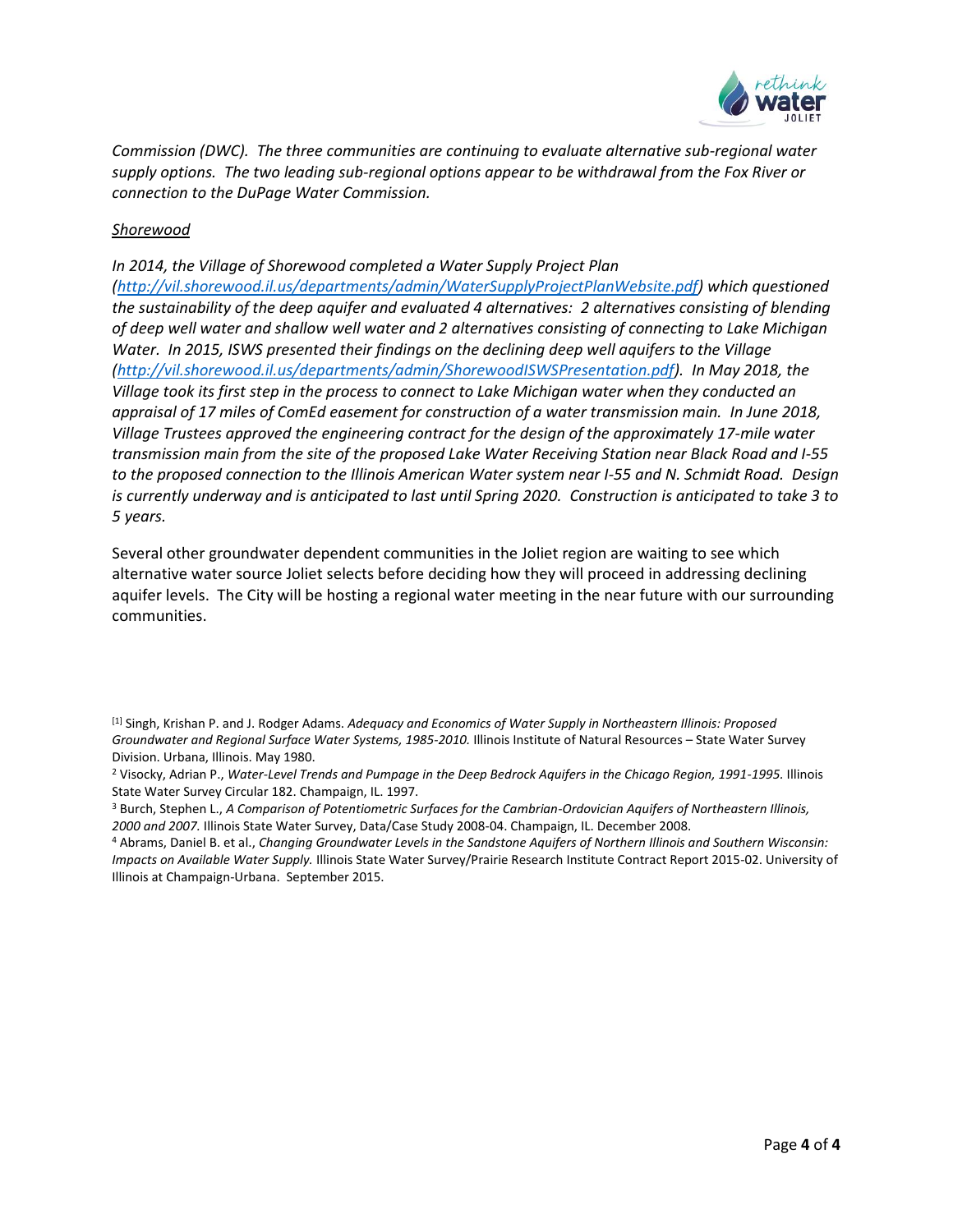*Commission (DWC). The three communities are continuing to evaluate alternative sub-regional water supply options. The two leading sub-regional options appear to be withdrawal from the Fox River or connection to the DuPage Water Commission.*

*Shorewood*

*In 2014, the Village of Shorewood completed a Water Supply Project Plan ([http://vil.shorewood.il.us/departments/admin/WaterSupplyProjectPlanWebsite.pdf](http://vil.shorewood.il.us/departments/admin/WaterSupplyProjectPlanWebsite.pdf)) which questioned the sustainability of the deep aquifer and evaluated 4 alternatives: 2 alternatives consisting of blending of deep well water and shallow well water and 2 alternatives consisting of connecting to Lake Michigan Water. In 2015, ISWS presented their findings on the declining deep well aquifers to the Village ([http://vil.shorewood.il.us/departments/admin/ShorewoodISWSPresentation.pdf](http://vil.shorewood.il.us/departments/admin/ShorewoodISWSPresentation.pdf)). In May 2018, the Village took its first step in the process to connect to Lake Michigan water when they conducted an appraisal of 17 miles of ComEd easement for construction of a water transmission main. In June 2018, Village Trustees approved the engineering contract for the design of the approximately 17-mile water transmission main from the site of the proposed Lake Water Receiving Station near Black Road and I-55 to the proposed connection to the Illinois American Water system near I-55 and N. Schmidt Road. Design is currently underway and is anticipated to last until Spring 2020. Construction is anticipated to take 3 to 5 years.*

Several other groundwater dependent communities in the Joliet region are waiting to see which alternative water source Joliet selects before deciding how they will proceed in addressing declining aquifer levels. The City will be hosting a regional water meeting in the near future with our surrounding communities.

---

[1] Singh, Krishan P. and J. Rodger Adams. *Adequacy and Economics of Water Supply in Northeastern Illinois: Proposed Groundwater and Regional Surface Water Systems, 1985-2010.* Illinois Institute of Natural Resources – State Water Survey Division. Urbana, Illinois. May 1980.

[2] Visocky, Adrian P., *Water-Level Trends and Pumpage in the Deep Bedrock Aquifers in the Chicago Region, 1991-1995.* Illinois State Water Survey Circular 182. Champaign, IL. 1997.

[3] Burch, Stephen L., *A Comparison of Potentiometric Surfaces for the Cambrian-Ordovician Aquifers of Northeastern Illinois, 2000 and 2007.* Illinois State Water Survey, Data/Case Study 2008-04. Champaign, IL. December 2008.

[4] Abrams, Daniel B. et al., *Changing Groundwater Levels in the Sandstone Aquifers of Northern Illinois and Southern Wisconsin: Impacts on Available Water Supply.* Illinois State Water Survey/Prairie Research Institute Contract Report 2015-02. University of Illinois at Champaign-Urbana. September 2015.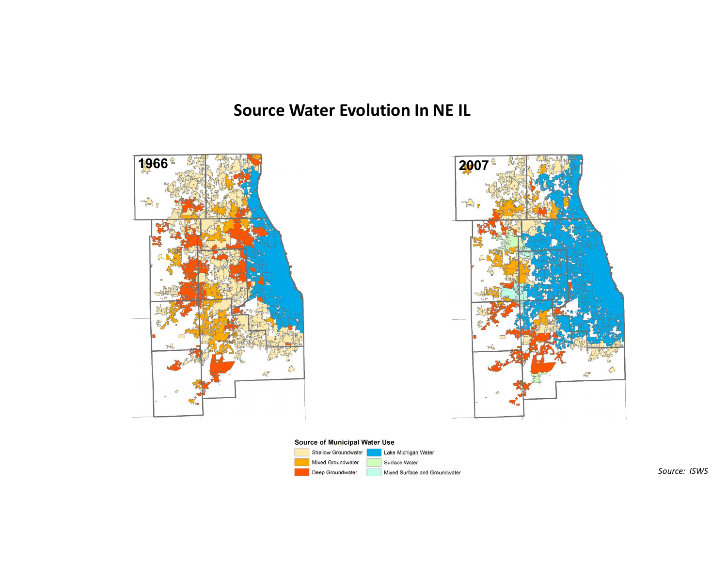# Source Water Evolution In NE IL

1966

2007

**Source of Municipal Water Use**

- Shallow Groundwater
- Mixed Groundwater
- Deep Groundwater
- Lake Michigan Water
- Surface Water
- Mixed Surface and Groundwater

*Source: ISWS*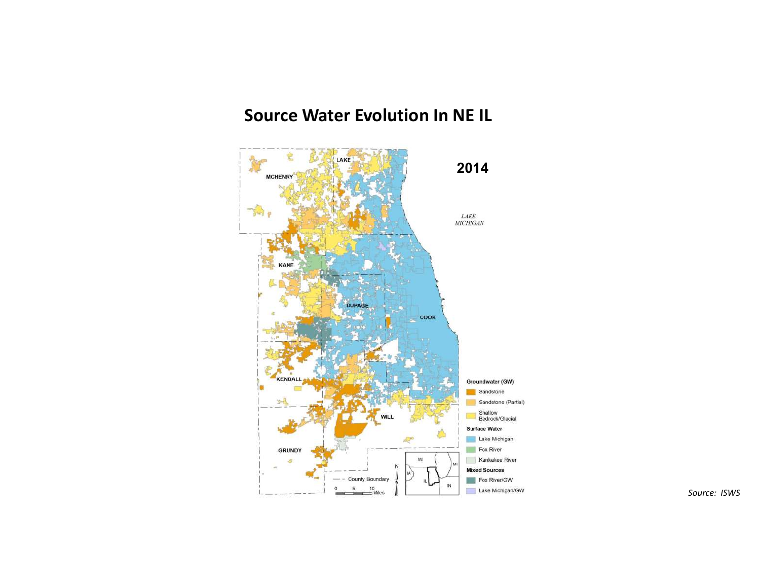# Source Water Evolution In NE IL

2014

LAKE

MCHENRY

KANE

DUPAGE

COOK

KENDALL

WILL

GRUNDY

LAKE MICHIGAN

Groundwater (GW)

Sandstone

Sandstone (Partial)

Shallow Bedrock/Glacial

Surface Water

Lake Michigan

Fox River

Kankakee River

Mixed Sources

Fox River/GW

Lake Michigan/GW

County Boundary

0 5 10 Miles

N

WI

MI

IA

IL

IN

*Source: ISWS*